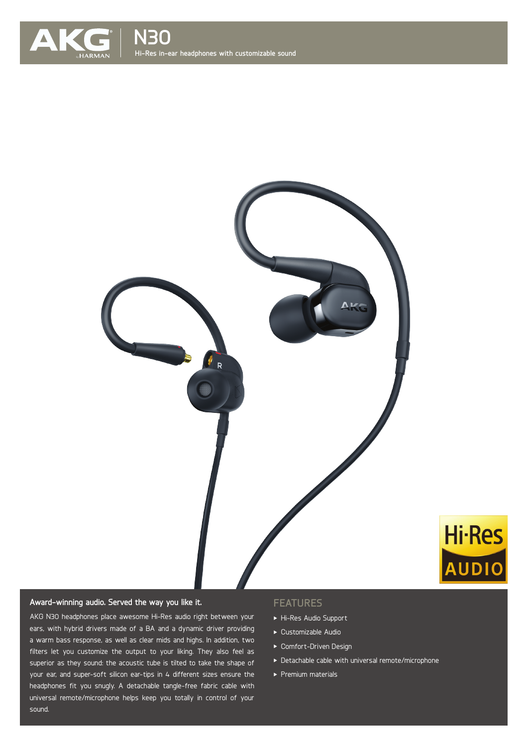# AKG N30

Hi-Res in-ear headphones with customizable sound

## Award-winning audio. Served the way you like it.

AKG N30 headphones place awesome Hi-Res audio right between your ears, with hybrid drivers made of a BA and a dynamic driver providing a warm bass response, as well as clear mids and highs. In addition, two filters let you customize the output to your liking. They also feel as superior as they sound: the acoustic tube is tilted to take the shape of your ear, and super-soft silicon ear-tips in 4 different sizes ensure the headphones fit you snugly. A detachable tangle-free fabric cable with universal remote/microphone helps keep you totally in control of your sound.

## FEATURES

- Hi-Res Audio Support
- Customizable Audio
- Comfort-Driven Design
- Detachable cable with universal remote/microphone
- Premium materials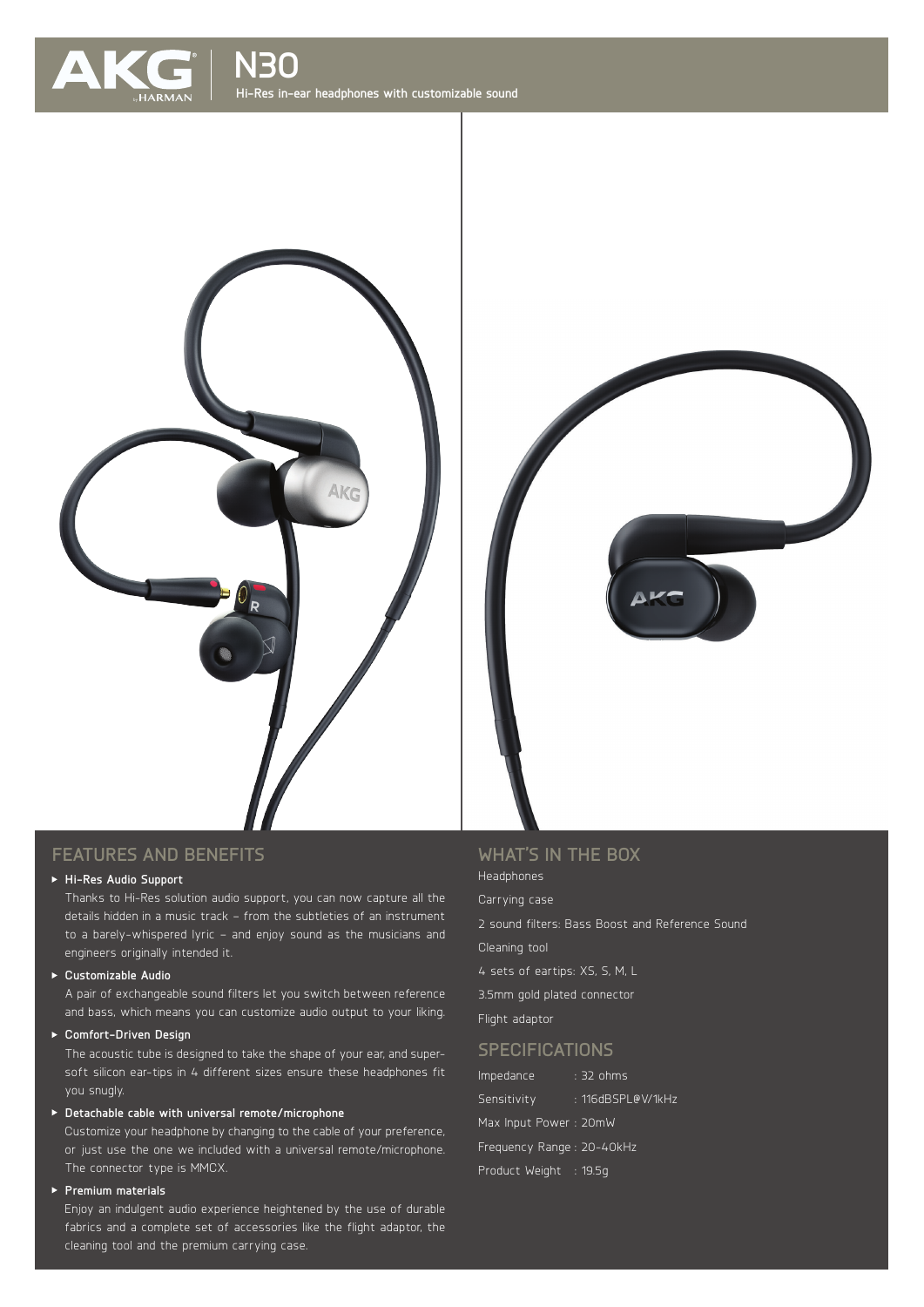# N30

Hi-Res in-ear headphones with customizable sound

## FEATURES AND BENEFITS

- **Hi-Res Audio Support**
  Thanks to Hi-Res solution audio support, you can now capture all the details hidden in a music track – from the subtleties of an instrument to a barely-whispered lyric – and enjoy sound as the musicians and engineers originally intended it.
- **Customizable Audio**
  A pair of exchangeable sound filters let you switch between reference and bass, which means you can customize audio output to your liking.
- **Comfort-Driven Design**
  The acoustic tube is designed to take the shape of your ear, and super-soft silicon ear-tips in 4 different sizes ensure these headphones fit you snugly.
- **Detachable cable with universal remote/microphone**
  Customize your headphone by changing to the cable of your preference, or just use the one we included with a universal remote/microphone. The connector type is MMCX.
- **Premium materials**
  Enjoy an indulgent audio experience heightened by the use of durable fabrics and a complete set of accessories like the flight adaptor, the cleaning tool and the premium carrying case.

## WHAT'S IN THE BOX

Headphones

Carrying case

2 sound filters: Bass Boost and Reference Sound

Cleaning tool

4 sets of eartips: XS, S, M, L

3.5mm gold plated connector

Flight adaptor

## SPECIFICATIONS

Impedance : 32 ohms

Sensitivity : 116dBSPL@V/1kHz

Max Input Power : 20mW

Frequency Range : 20-40kHz

Product Weight : 19.5g